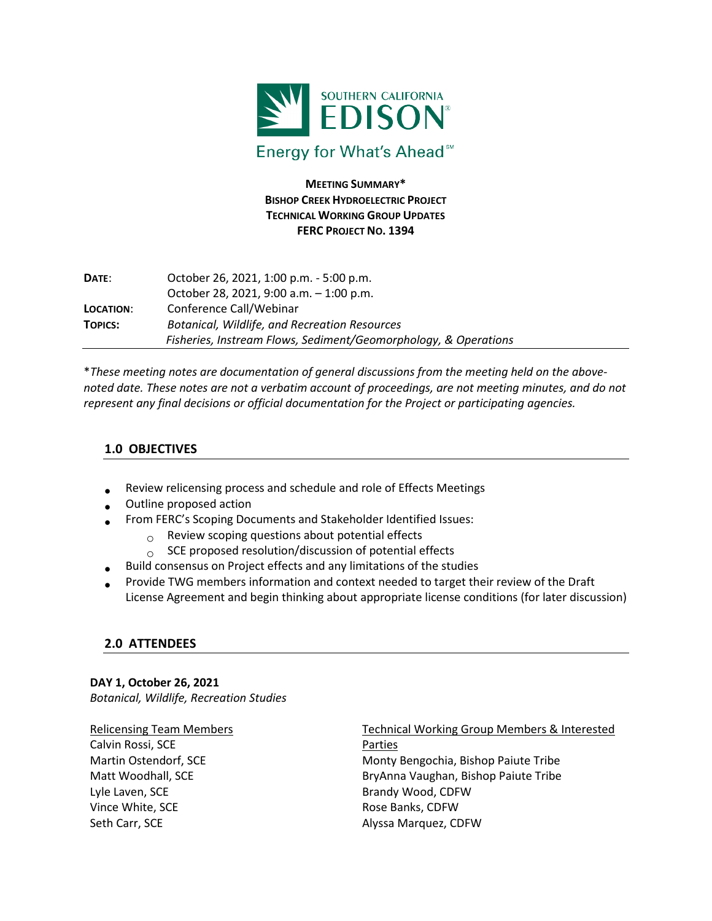SOUTHERN CALIFORNIA EDISON®

Energy for What's Ahead℠

**MEETING SUMMARY***
**BISHOP CREEK HYDROELECTRIC PROJECT**
**TECHNICAL WORKING GROUP UPDATES**
**FERC PROJECT NO. 1394**

| | |
|---|---|
| **DATE**: | October 26, 2021, 1:00 p.m. - 5:00 p.m. |
| | October 28, 2021, 9:00 a.m. – 1:00 p.m. |
| **LOCATION**: | Conference Call/Webinar |
| **TOPICS:** | *Botanical, Wildlife, and Recreation Resources* |
| | *Fisheries, Instream Flows, Sediment/Geomorphology, & Operations* |

**These meeting notes are documentation of general discussions from the meeting held on the above-noted date. These notes are not a verbatim account of proceedings, are not meeting minutes, and do not represent any final decisions or official documentation for the Project or participating agencies.*

## 1.0 OBJECTIVES

- Review relicensing process and schedule and role of Effects Meetings
- Outline proposed action
- From FERC's Scoping Documents and Stakeholder Identified Issues:
  - Review scoping questions about potential effects
  - SCE proposed resolution/discussion of potential effects
- Build consensus on Project effects and any limitations of the studies
- Provide TWG members information and context needed to target their review of the Draft License Agreement and begin thinking about appropriate license conditions (for later discussion)

## 2.0 ATTENDEES

**DAY 1, October 26, 2021**
*Botanical, Wildlife, Recreation Studies*

Relicensing Team Members
Calvin Rossi, SCE
Martin Ostendorf, SCE
Matt Woodhall, SCE
Lyle Laven, SCE
Vince White, SCE
Seth Carr, SCE

Technical Working Group Members & Interested Parties
Monty Bengochia, Bishop Paiute Tribe
BryAnna Vaughan, Bishop Paiute Tribe
Brandy Wood, CDFW
Rose Banks, CDFW
Alyssa Marquez, CDFW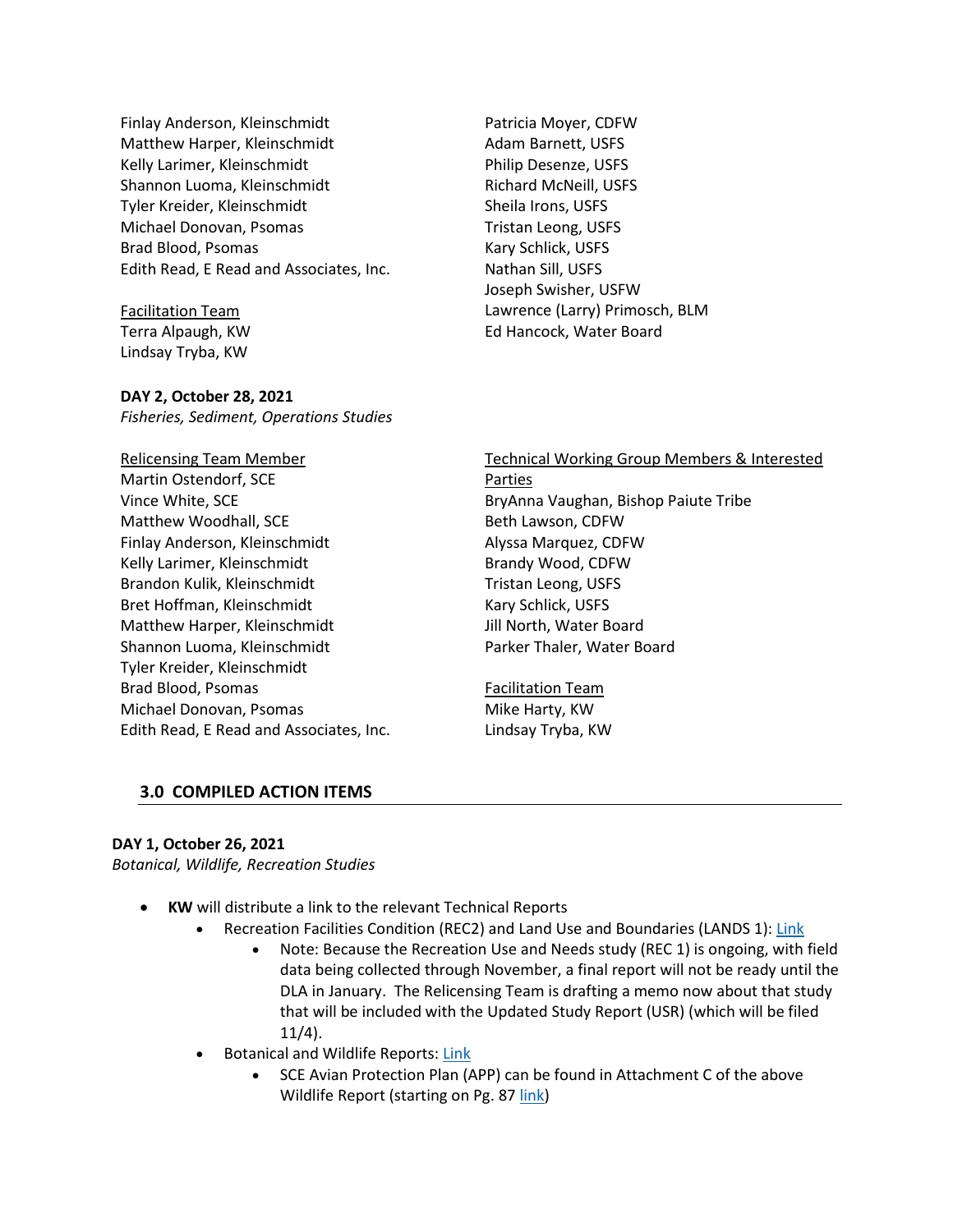Finlay Anderson, Kleinschmidt
Matthew Harper, Kleinschmidt
Kelly Larimer, Kleinschmidt
Shannon Luoma, Kleinschmidt
Tyler Kreider, Kleinschmidt
Michael Donovan, Psomas
Brad Blood, Psomas
Edith Read, E Read and Associates, Inc.

Facilitation Team
Terra Alpaugh, KW
Lindsay Tryba, KW

Patricia Moyer, CDFW
Adam Barnett, USFS
Philip Desenze, USFS
Richard McNeill, USFS
Sheila Irons, USFS
Tristan Leong, USFS
Kary Schlick, USFS
Nathan Sill, USFS
Joseph Swisher, USFW
Lawrence (Larry) Primosch, BLM
Ed Hancock, Water Board

**DAY 2, October 28, 2021**
*Fisheries, Sediment, Operations Studies*

Relicensing Team Member
Martin Ostendorf, SCE
Vince White, SCE
Matthew Woodhall, SCE
Finlay Anderson, Kleinschmidt
Kelly Larimer, Kleinschmidt
Brandon Kulik, Kleinschmidt
Bret Hoffman, Kleinschmidt
Matthew Harper, Kleinschmidt
Shannon Luoma, Kleinschmidt
Tyler Kreider, Kleinschmidt
Brad Blood, Psomas
Michael Donovan, Psomas
Edith Read, E Read and Associates, Inc.

Technical Working Group Members & Interested Parties
BryAnna Vaughan, Bishop Paiute Tribe
Beth Lawson, CDFW
Alyssa Marquez, CDFW
Brandy Wood, CDFW
Tristan Leong, USFS
Kary Schlick, USFS
Jill North, Water Board
Parker Thaler, Water Board

Facilitation Team
Mike Harty, KW
Lindsay Tryba, KW

## 3.0 COMPILED ACTION ITEMS

**DAY 1, October 26, 2021**
*Botanical, Wildlife, Recreation Studies*

- **KW** will distribute a link to the relevant Technical Reports
  - Recreation Facilities Condition (REC2) and Land Use and Boundaries (LANDS 1): Link
    - Note: Because the Recreation Use and Needs study (REC 1) is ongoing, with field data being collected through November, a final report will not be ready until the DLA in January. The Relicensing Team is drafting a memo now about that study that will be included with the Updated Study Report (USR) (which will be filed 11/4).
  - Botanical and Wildlife Reports: Link
    - SCE Avian Protection Plan (APP) can be found in Attachment C of the above Wildlife Report (starting on Pg. 87 link)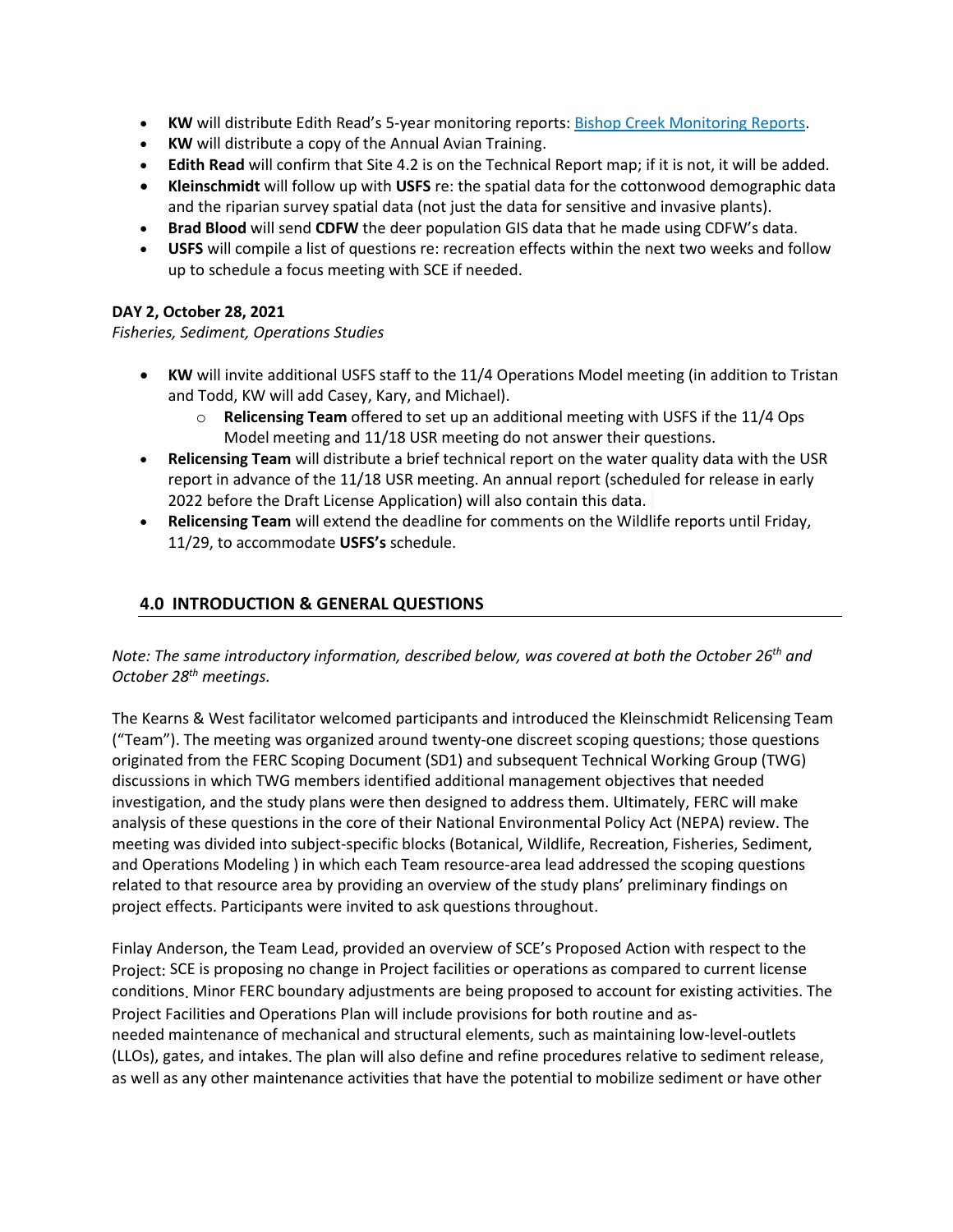- **KW** will distribute Edith Read's 5-year monitoring reports: [Bishop Creek Monitoring Reports](Bishop Creek Monitoring Reports).
- **KW** will distribute a copy of the Annual Avian Training.
- **Edith Read** will confirm that Site 4.2 is on the Technical Report map; if it is not, it will be added.
- **Kleinschmidt** will follow up with **USFS** re: the spatial data for the cottonwood demographic data and the riparian survey spatial data (not just the data for sensitive and invasive plants).
- **Brad Blood** will send **CDFW** the deer population GIS data that he made using CDFW's data.
- **USFS** will compile a list of questions re: recreation effects within the next two weeks and follow up to schedule a focus meeting with SCE if needed.

**DAY 2, October 28, 2021**

*Fisheries, Sediment, Operations Studies*

- **KW** will invite additional USFS staff to the 11/4 Operations Model meeting (in addition to Tristan and Todd, KW will add Casey, Kary, and Michael).
  - **Relicensing Team** offered to set up an additional meeting with USFS if the 11/4 Ops Model meeting and 11/18 USR meeting do not answer their questions.
- **Relicensing Team** will distribute a brief technical report on the water quality data with the USR report in advance of the 11/18 USR meeting. An annual report (scheduled for release in early 2022 before the Draft License Application) will also contain this data.
- **Relicensing Team** will extend the deadline for comments on the Wildlife reports until Friday, 11/29, to accommodate **USFS's** schedule.

## 4.0 INTRODUCTION & GENERAL QUESTIONS

*Note: The same introductory information, described below, was covered at both the October 26th and October 28th meetings.*

The Kearns & West facilitator welcomed participants and introduced the Kleinschmidt Relicensing Team ("Team"). The meeting was organized around twenty-one discreet scoping questions; those questions originated from the FERC Scoping Document (SD1) and subsequent Technical Working Group (TWG) discussions in which TWG members identified additional management objectives that needed investigation, and the study plans were then designed to address them. Ultimately, FERC will make analysis of these questions in the core of their National Environmental Policy Act (NEPA) review. The meeting was divided into subject-specific blocks (Botanical, Wildlife, Recreation, Fisheries, Sediment, and Operations Modeling ) in which each Team resource-area lead addressed the scoping questions related to that resource area by providing an overview of the study plans' preliminary findings on project effects. Participants were invited to ask questions throughout.

Finlay Anderson, the Team Lead, provided an overview of SCE's Proposed Action with respect to the Project: SCE is proposing no change in Project facilities or operations as compared to current license conditions. Minor FERC boundary adjustments are being proposed to account for existing activities. The Project Facilities and Operations Plan will include provisions for both routine and as-needed maintenance of mechanical and structural elements, such as maintaining low-level-outlets (LLOs), gates, and intakes. The plan will also define and refine procedures relative to sediment release, as well as any other maintenance activities that have the potential to mobilize sediment or have other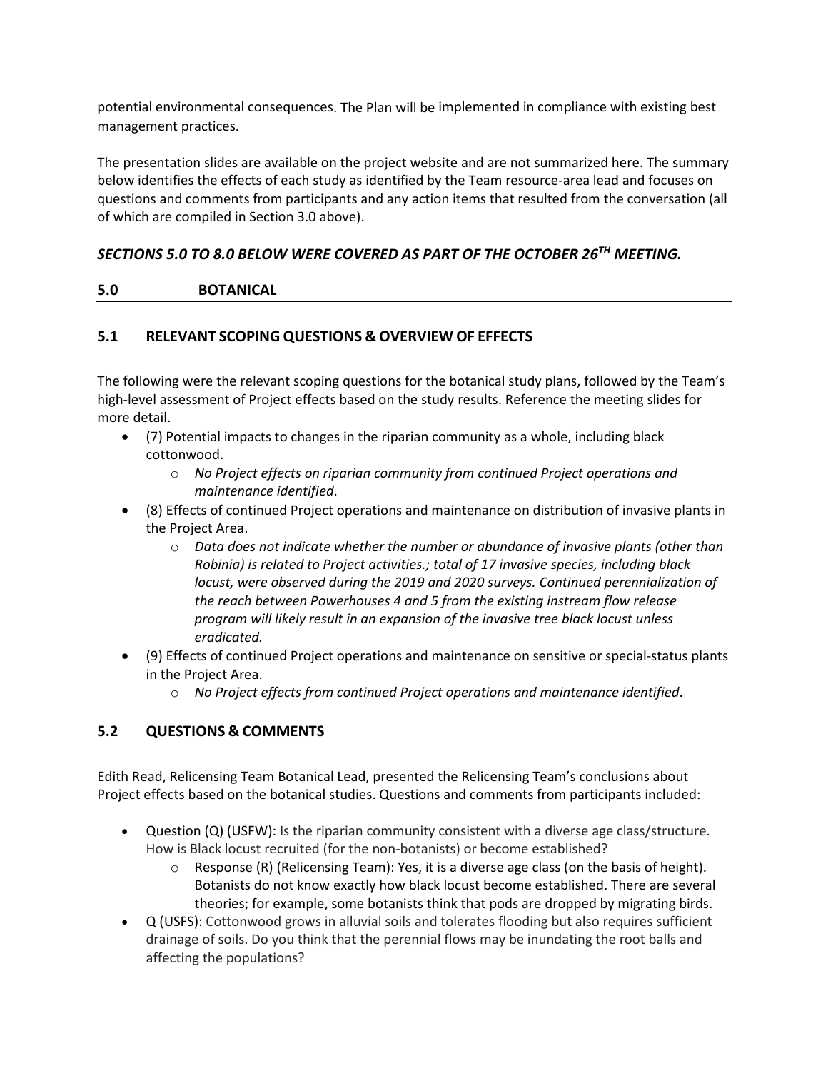potential environmental consequences. The Plan will be implemented in compliance with existing best management practices.

The presentation slides are available on the project website and are not summarized here. The summary below identifies the effects of each study as identified by the Team resource-area lead and focuses on questions and comments from participants and any action items that resulted from the conversation (all of which are compiled in Section 3.0 above).

***SECTIONS 5.0 TO 8.0 BELOW WERE COVERED AS PART OF THE OCTOBER 26TH MEETING.***

## 5.0 BOTANICAL

### 5.1 RELEVANT SCOPING QUESTIONS & OVERVIEW OF EFFECTS

The following were the relevant scoping questions for the botanical study plans, followed by the Team's high-level assessment of Project effects based on the study results. Reference the meeting slides for more detail.

- (7) Potential impacts to changes in the riparian community as a whole, including black cottonwood.
  - *No Project effects on riparian community from continued Project operations and maintenance identified*.
- (8) Effects of continued Project operations and maintenance on distribution of invasive plants in the Project Area.
  - *Data does not indicate whether the number or abundance of invasive plants (other than Robinia) is related to Project activities.; total of 17 invasive species, including black locust, were observed during the 2019 and 2020 surveys. Continued perennialization of the reach between Powerhouses 4 and 5 from the existing instream flow release program will likely result in an expansion of the invasive tree black locust unless eradicated.*
- (9) Effects of continued Project operations and maintenance on sensitive or special-status plants in the Project Area.
  - *No Project effects from continued Project operations and maintenance identified*.

### 5.2 QUESTIONS & COMMENTS

Edith Read, Relicensing Team Botanical Lead, presented the Relicensing Team's conclusions about Project effects based on the botanical studies. Questions and comments from participants included:

- Question (Q) (USFW): Is the riparian community consistent with a diverse age class/structure. How is Black locust recruited (for the non-botanists) or become established?
  - Response (R) (Relicensing Team): Yes, it is a diverse age class (on the basis of height). Botanists do not know exactly how black locust become established. There are several theories; for example, some botanists think that pods are dropped by migrating birds.
- Q (USFS): Cottonwood grows in alluvial soils and tolerates flooding but also requires sufficient drainage of soils. Do you think that the perennial flows may be inundating the root balls and affecting the populations?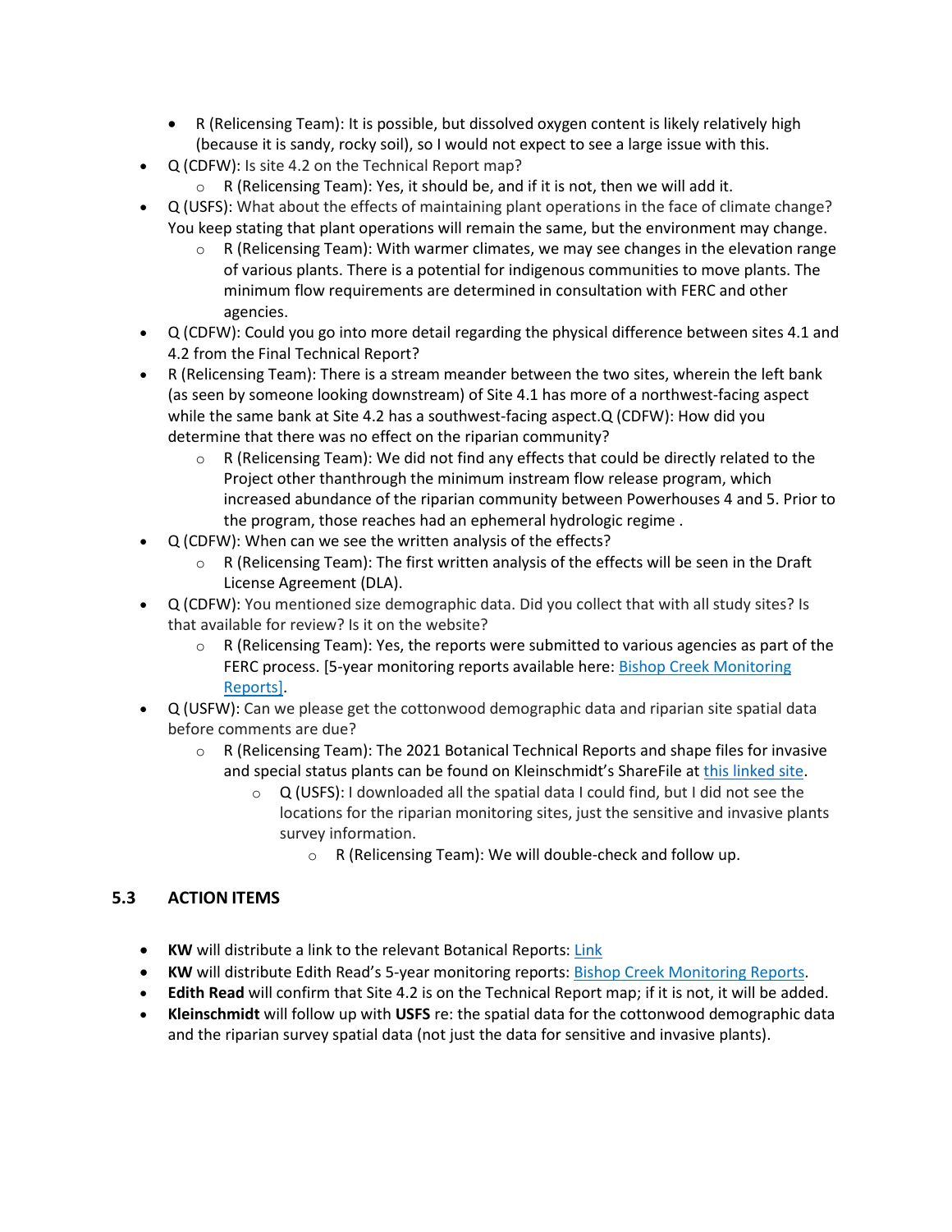- R (Relicensing Team): It is possible, but dissolved oxygen content is likely relatively high (because it is sandy, rocky soil), so I would not expect to see a large issue with this.
- Q (CDFW): Is site 4.2 on the Technical Report map?
    - R (Relicensing Team): Yes, it should be, and if it is not, then we will add it.
- Q (USFS): What about the effects of maintaining plant operations in the face of climate change? You keep stating that plant operations will remain the same, but the environment may change.
    - R (Relicensing Team): With warmer climates, we may see changes in the elevation range of various plants. There is a potential for indigenous communities to move plants. The minimum flow requirements are determined in consultation with FERC and other agencies.
- Q (CDFW): Could you go into more detail regarding the physical difference between sites 4.1 and 4.2 from the Final Technical Report?
- R (Relicensing Team): There is a stream meander between the two sites, wherein the left bank (as seen by someone looking downstream) of Site 4.1 has more of a northwest-facing aspect while the same bank at Site 4.2 has a southwest-facing aspect.Q (CDFW): How did you determine that there was no effect on the riparian community?
    - R (Relicensing Team): We did not find any effects that could be directly related to the Project other thanthrough the minimum instream flow release program, which increased abundance of the riparian community between Powerhouses 4 and 5. Prior to the program, those reaches had an ephemeral hydrologic regime .
- Q (CDFW): When can we see the written analysis of the effects?
    - R (Relicensing Team): The first written analysis of the effects will be seen in the Draft License Agreement (DLA).
- Q (CDFW): You mentioned size demographic data. Did you collect that with all study sites? Is that available for review? Is it on the website?
    - R (Relicensing Team): Yes, the reports were submitted to various agencies as part of the FERC process. [5-year monitoring reports available here: Bishop Creek Monitoring Reports].
- Q (USFW): Can we please get the cottonwood demographic data and riparian site spatial data before comments are due?
    - R (Relicensing Team): The 2021 Botanical Technical Reports and shape files for invasive and special status plants can be found on Kleinschmidt's ShareFile at this linked site.
        - Q (USFS): I downloaded all the spatial data I could find, but I did not see the locations for the riparian monitoring sites, just the sensitive and invasive plants survey information.
            - R (Relicensing Team): We will double-check and follow up.

### 5.3 ACTION ITEMS

- **KW** will distribute a link to the relevant Botanical Reports: Link
- **KW** will distribute Edith Read's 5-year monitoring reports: Bishop Creek Monitoring Reports.
- **Edith Read** will confirm that Site 4.2 is on the Technical Report map; if it is not, it will be added.
- **Kleinschmidt** will follow up with **USFS** re: the spatial data for the cottonwood demographic data and the riparian survey spatial data (not just the data for sensitive and invasive plants).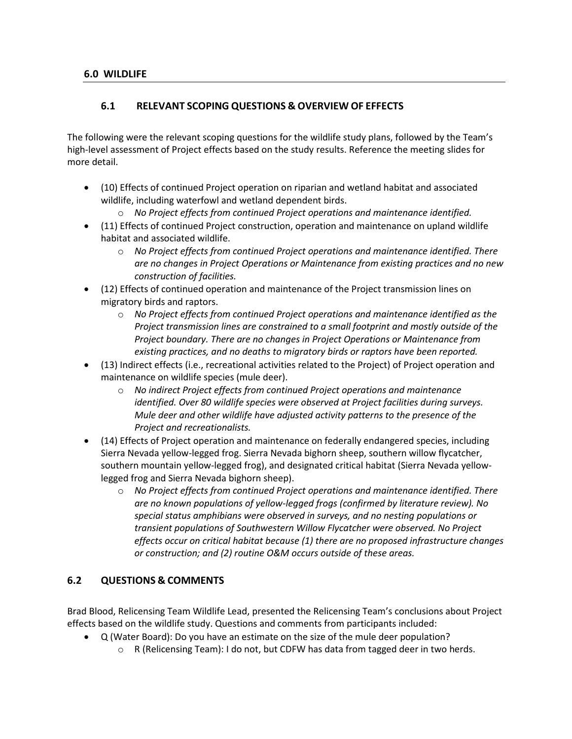## 6.0 WILDLIFE

### 6.1 RELEVANT SCOPING QUESTIONS & OVERVIEW OF EFFECTS

The following were the relevant scoping questions for the wildlife study plans, followed by the Team's high-level assessment of Project effects based on the study results. Reference the meeting slides for more detail.

- (10) Effects of continued Project operation on riparian and wetland habitat and associated wildlife, including waterfowl and wetland dependent birds.
    - *No Project effects from continued Project operations and maintenance identified.*
- (11) Effects of continued Project construction, operation and maintenance on upland wildlife habitat and associated wildlife.
    - *No Project effects from continued Project operations and maintenance identified. There are no changes in Project Operations or Maintenance from existing practices and no new construction of facilities.*
- (12) Effects of continued operation and maintenance of the Project transmission lines on migratory birds and raptors.
    - *No Project effects from continued Project operations and maintenance identified as the Project transmission lines are constrained to a small footprint and mostly outside of the Project boundary. There are no changes in Project Operations or Maintenance from existing practices, and no deaths to migratory birds or raptors have been reported.*
- (13) Indirect effects (i.e., recreational activities related to the Project) of Project operation and maintenance on wildlife species (mule deer).
    - *No indirect Project effects from continued Project operations and maintenance identified. Over 80 wildlife species were observed at Project facilities during surveys. Mule deer and other wildlife have adjusted activity patterns to the presence of the Project and recreationalists.*
- (14) Effects of Project operation and maintenance on federally endangered species, including Sierra Nevada yellow-legged frog. Sierra Nevada bighorn sheep, southern willow flycatcher, southern mountain yellow-legged frog), and designated critical habitat (Sierra Nevada yellow-legged frog and Sierra Nevada bighorn sheep).
    - *No Project effects from continued Project operations and maintenance identified. There are no known populations of yellow-legged frogs (confirmed by literature review). No special status amphibians were observed in surveys, and no nesting populations or transient populations of Southwestern Willow Flycatcher were observed. No Project effects occur on critical habitat because (1) there are no proposed infrastructure changes or construction; and (2) routine O&M occurs outside of these areas.*

### 6.2 QUESTIONS & COMMENTS

Brad Blood, Relicensing Team Wildlife Lead, presented the Relicensing Team's conclusions about Project effects based on the wildlife study. Questions and comments from participants included:

- Q (Water Board): Do you have an estimate on the size of the mule deer population?
    - R (Relicensing Team): I do not, but CDFW has data from tagged deer in two herds.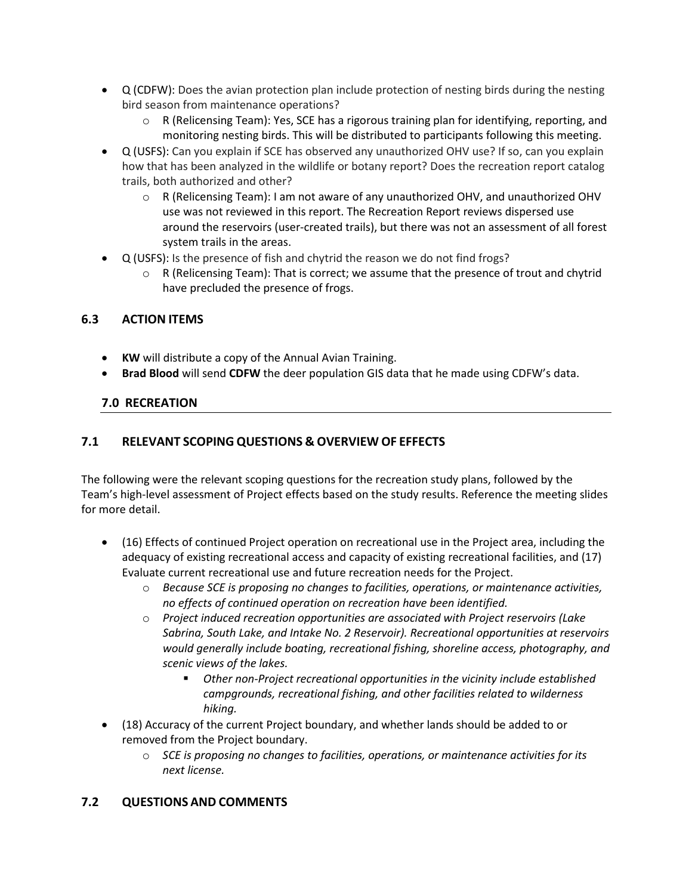- Q (CDFW): Does the avian protection plan include protection of nesting birds during the nesting bird season from maintenance operations?
    - R (Relicensing Team): Yes, SCE has a rigorous training plan for identifying, reporting, and monitoring nesting birds. This will be distributed to participants following this meeting.
- Q (USFS): Can you explain if SCE has observed any unauthorized OHV use? If so, can you explain how that has been analyzed in the wildlife or botany report? Does the recreation report catalog trails, both authorized and other?
    - R (Relicensing Team): I am not aware of any unauthorized OHV, and unauthorized OHV use was not reviewed in this report. The Recreation Report reviews dispersed use around the reservoirs (user-created trails), but there was not an assessment of all forest system trails in the areas.
- Q (USFS): Is the presence of fish and chytrid the reason we do not find frogs?
    - R (Relicensing Team): That is correct; we assume that the presence of trout and chytrid have precluded the presence of frogs.

### 6.3 ACTION ITEMS

- **KW** will distribute a copy of the Annual Avian Training.
- **Brad Blood** will send **CDFW** the deer population GIS data that he made using CDFW's data.

## 7.0 RECREATION

### 7.1 RELEVANT SCOPING QUESTIONS & OVERVIEW OF EFFECTS

The following were the relevant scoping questions for the recreation study plans, followed by the Team's high-level assessment of Project effects based on the study results. Reference the meeting slides for more detail.

- (16) Effects of continued Project operation on recreational use in the Project area, including the adequacy of existing recreational access and capacity of existing recreational facilities, and (17) Evaluate current recreational use and future recreation needs for the Project.
    - *Because SCE is proposing no changes to facilities, operations, or maintenance activities, no effects of continued operation on recreation have been identified.*
    - *Project induced recreation opportunities are associated with Project reservoirs (Lake Sabrina, South Lake, and Intake No. 2 Reservoir). Recreational opportunities at reservoirs would generally include boating, recreational fishing, shoreline access, photography, and scenic views of the lakes.*
        - *Other non-Project recreational opportunities in the vicinity include established campgrounds, recreational fishing, and other facilities related to wilderness hiking.*
- (18) Accuracy of the current Project boundary, and whether lands should be added to or removed from the Project boundary.
    - *SCE is proposing no changes to facilities, operations, or maintenance activities for its next license.*

### 7.2 QUESTIONS AND COMMENTS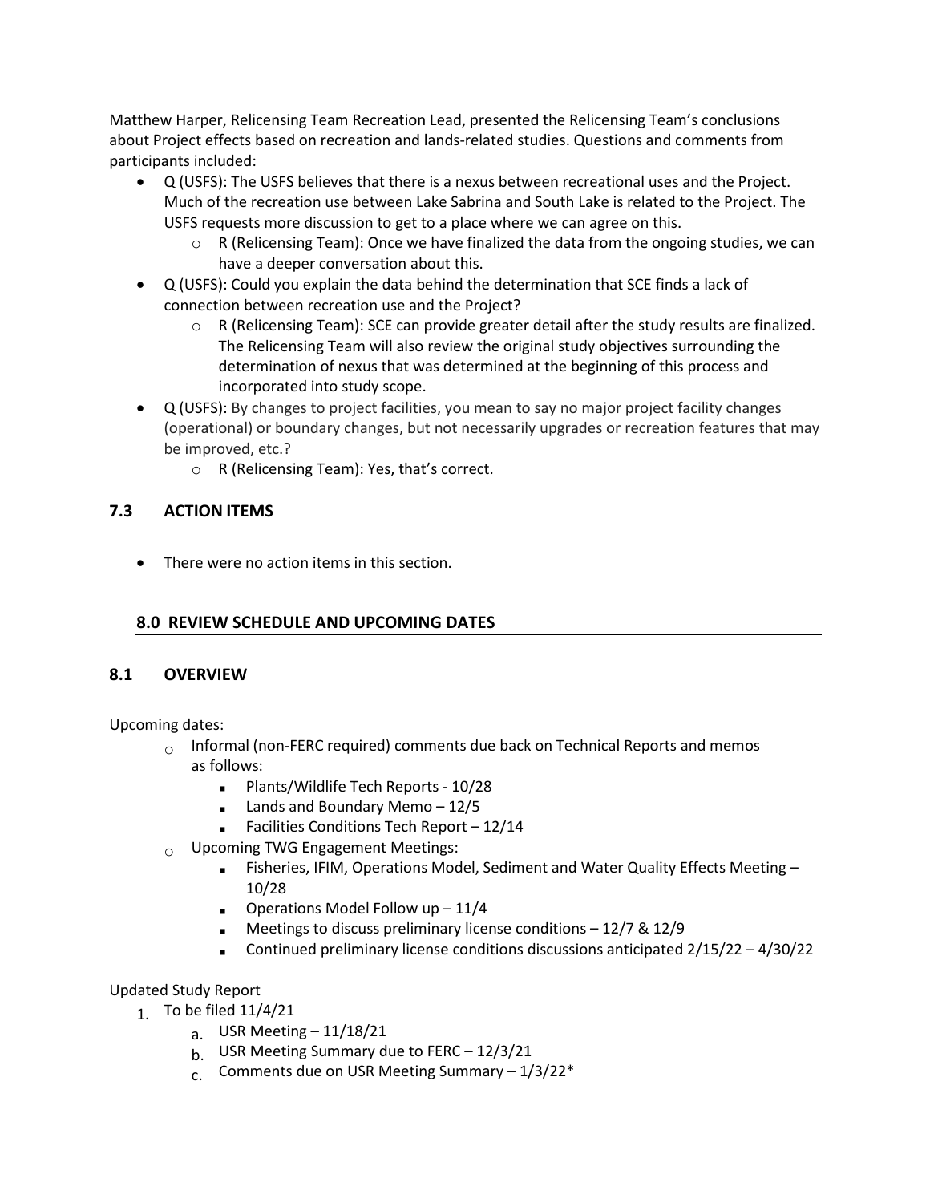Matthew Harper, Relicensing Team Recreation Lead, presented the Relicensing Team's conclusions about Project effects based on recreation and lands-related studies. Questions and comments from participants included:

- Q (USFS): The USFS believes that there is a nexus between recreational uses and the Project. Much of the recreation use between Lake Sabrina and South Lake is related to the Project. The USFS requests more discussion to get to a place where we can agree on this.
    - R (Relicensing Team): Once we have finalized the data from the ongoing studies, we can have a deeper conversation about this.
- Q (USFS): Could you explain the data behind the determination that SCE finds a lack of connection between recreation use and the Project?
    - R (Relicensing Team): SCE can provide greater detail after the study results are finalized. The Relicensing Team will also review the original study objectives surrounding the determination of nexus that was determined at the beginning of this process and incorporated into study scope.
- Q (USFS): By changes to project facilities, you mean to say no major project facility changes (operational) or boundary changes, but not necessarily upgrades or recreation features that may be improved, etc.?
    - R (Relicensing Team): Yes, that's correct.

### 7.3 ACTION ITEMS

- There were no action items in this section.

## 8.0 REVIEW SCHEDULE AND UPCOMING DATES

### 8.1 OVERVIEW

Upcoming dates:

- Informal (non-FERC required) comments due back on Technical Reports and memos as follows:
    - Plants/Wildlife Tech Reports - 10/28
    - Lands and Boundary Memo – 12/5
    - Facilities Conditions Tech Report – 12/14
- Upcoming TWG Engagement Meetings:
    - Fisheries, IFIM, Operations Model, Sediment and Water Quality Effects Meeting – 10/28
    - Operations Model Follow up – 11/4
    - Meetings to discuss preliminary license conditions – 12/7 & 12/9
    - Continued preliminary license conditions discussions anticipated 2/15/22 – 4/30/22

Updated Study Report

1. To be filed 11/4/21
    a. USR Meeting – 11/18/21
    b. USR Meeting Summary due to FERC – 12/3/21
    c. Comments due on USR Meeting Summary – 1/3/22*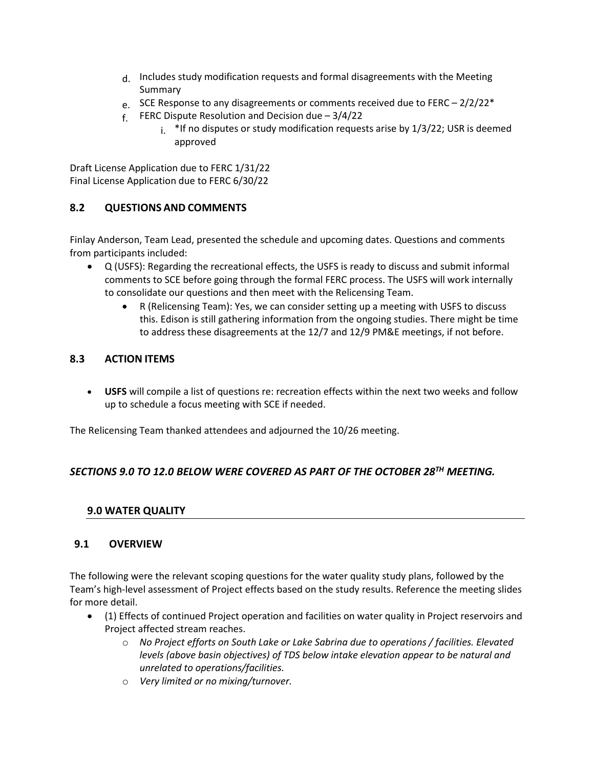d. Includes study modification requests and formal disagreements with the Meeting Summary
   e. SCE Response to any disagreements or comments received due to FERC – 2/2/22*
   f. FERC Dispute Resolution and Decision due – 3/4/22
      i. *If no disputes or study modification requests arise by 1/3/22; USR is deemed approved

Draft License Application due to FERC 1/31/22
Final License Application due to FERC 6/30/22

## 8.2 QUESTIONS AND COMMENTS

Finlay Anderson, Team Lead, presented the schedule and upcoming dates. Questions and comments from participants included:

- Q (USFS): Regarding the recreational effects, the USFS is ready to discuss and submit informal comments to SCE before going through the formal FERC process. The USFS will work internally to consolidate our questions and then meet with the Relicensing Team.
  - R (Relicensing Team): Yes, we can consider setting up a meeting with USFS to discuss this. Edison is still gathering information from the ongoing studies. There might be time to address these disagreements at the 12/7 and 12/9 PM&E meetings, if not before.

## 8.3 ACTION ITEMS

- **USFS** will compile a list of questions re: recreation effects within the next two weeks and follow up to schedule a focus meeting with SCE if needed.

The Relicensing Team thanked attendees and adjourned the 10/26 meeting.

***SECTIONS 9.0 TO 12.0 BELOW WERE COVERED AS PART OF THE OCTOBER 28TH MEETING.***

## 9.0 WATER QUALITY

## 9.1 OVERVIEW

The following were the relevant scoping questions for the water quality study plans, followed by the Team's high-level assessment of Project effects based on the study results. Reference the meeting slides for more detail.

- (1) Effects of continued Project operation and facilities on water quality in Project reservoirs and Project affected stream reaches.
  - *No Project efforts on South Lake or Lake Sabrina due to operations / facilities. Elevated levels (above basin objectives) of TDS below intake elevation appear to be natural and unrelated to operations/facilities.*
  - *Very limited or no mixing/turnover.*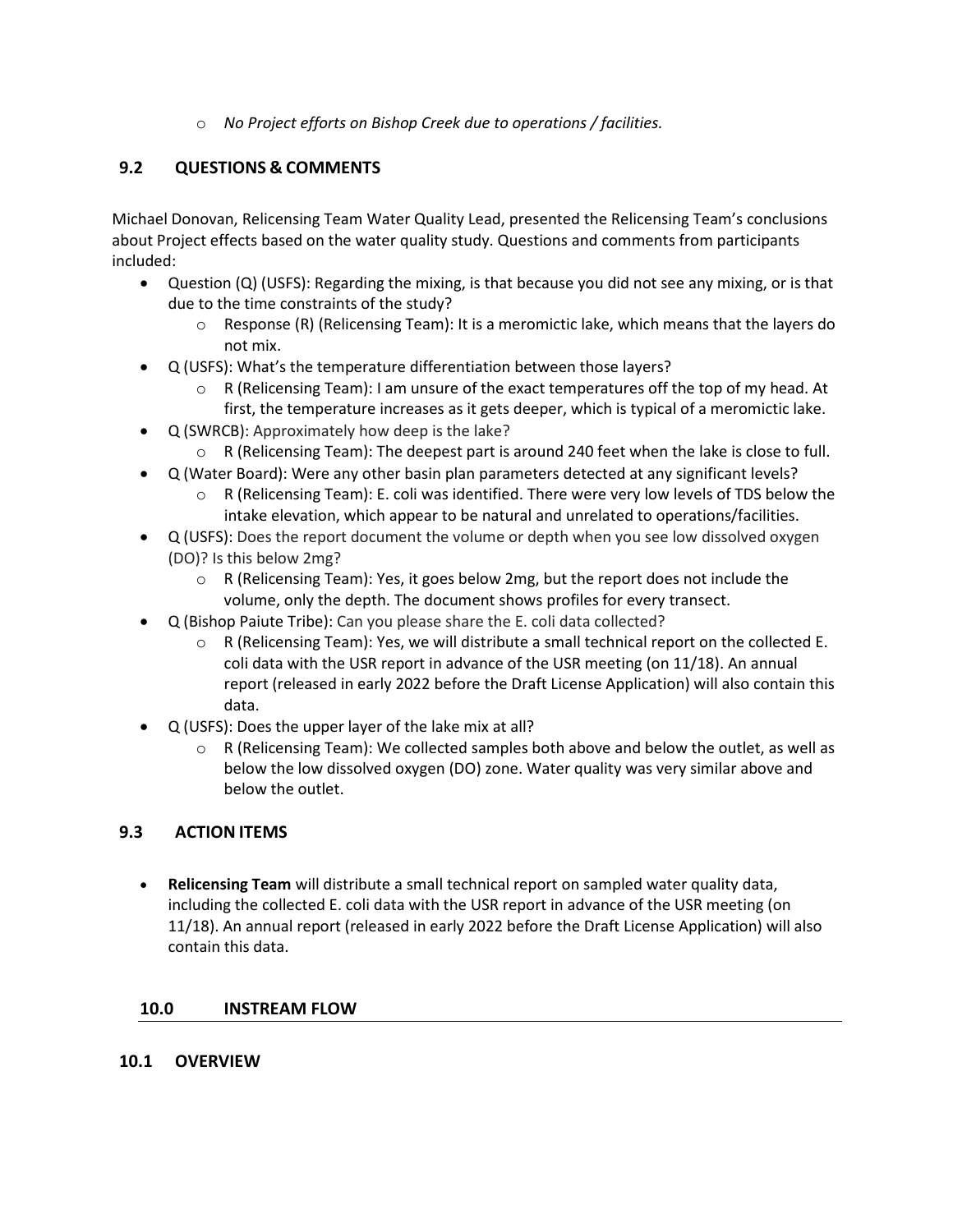- *No Project efforts on Bishop Creek due to operations / facilities.*

## 9.2 QUESTIONS & COMMENTS

Michael Donovan, Relicensing Team Water Quality Lead, presented the Relicensing Team's conclusions about Project effects based on the water quality study. Questions and comments from participants included:

- Question (Q) (USFS): Regarding the mixing, is that because you did not see any mixing, or is that due to the time constraints of the study?
   - Response (R) (Relicensing Team): It is a meromictic lake, which means that the layers do not mix.
- Q (USFS): What's the temperature differentiation between those layers?
   - R (Relicensing Team): I am unsure of the exact temperatures off the top of my head. At first, the temperature increases as it gets deeper, which is typical of a meromictic lake.
- Q (SWRCB): Approximately how deep is the lake?
   - R (Relicensing Team): The deepest part is around 240 feet when the lake is close to full.
- Q (Water Board): Were any other basin plan parameters detected at any significant levels?
   - R (Relicensing Team): E. coli was identified. There were very low levels of TDS below the intake elevation, which appear to be natural and unrelated to operations/facilities.
- Q (USFS): Does the report document the volume or depth when you see low dissolved oxygen (DO)? Is this below 2mg?
   - R (Relicensing Team): Yes, it goes below 2mg, but the report does not include the volume, only the depth. The document shows profiles for every transect.
- Q (Bishop Paiute Tribe): Can you please share the E. coli data collected?
   - R (Relicensing Team): Yes, we will distribute a small technical report on the collected E. coli data with the USR report in advance of the USR meeting (on 11/18). An annual report (released in early 2022 before the Draft License Application) will also contain this data.
- Q (USFS): Does the upper layer of the lake mix at all?
   - R (Relicensing Team): We collected samples both above and below the outlet, as well as below the low dissolved oxygen (DO) zone. Water quality was very similar above and below the outlet.

## 9.3 ACTION ITEMS

- **Relicensing Team** will distribute a small technical report on sampled water quality data, including the collected E. coli data with the USR report in advance of the USR meeting (on 11/18). An annual report (released in early 2022 before the Draft License Application) will also contain this data.

# 10.0 INSTREAM FLOW

## 10.1 OVERVIEW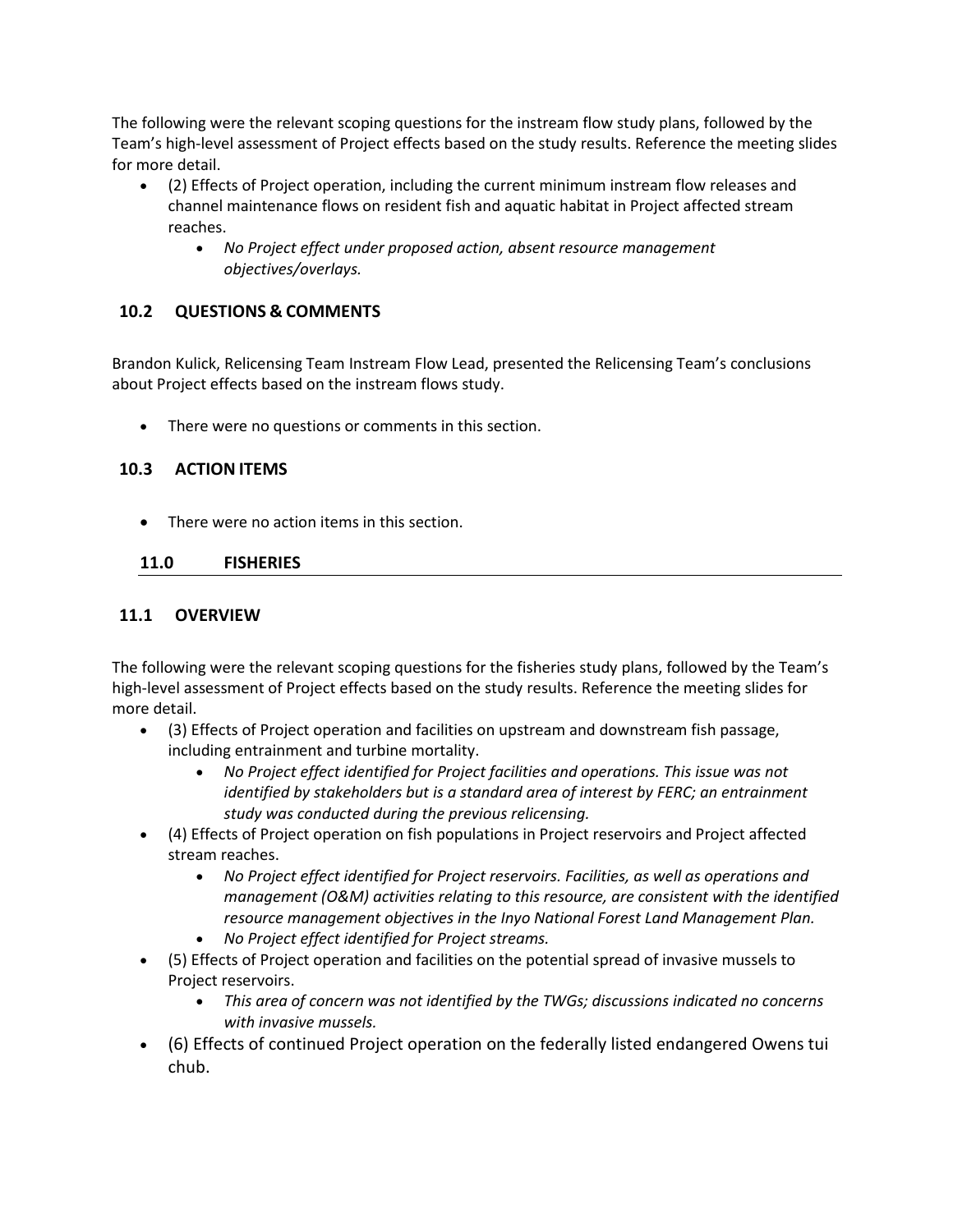The following were the relevant scoping questions for the instream flow study plans, followed by the Team's high-level assessment of Project effects based on the study results. Reference the meeting slides for more detail.

- (2) Effects of Project operation, including the current minimum instream flow releases and channel maintenance flows on resident fish and aquatic habitat in Project affected stream reaches.
  - *No Project effect under proposed action, absent resource management objectives/overlays.*

## 10.2 QUESTIONS & COMMENTS

Brandon Kulick, Relicensing Team Instream Flow Lead, presented the Relicensing Team's conclusions about Project effects based on the instream flows study.

- There were no questions or comments in this section.

## 10.3 ACTION ITEMS

- There were no action items in this section.

# 11.0 FISHERIES

## 11.1 OVERVIEW

The following were the relevant scoping questions for the fisheries study plans, followed by the Team's high-level assessment of Project effects based on the study results. Reference the meeting slides for more detail.

- (3) Effects of Project operation and facilities on upstream and downstream fish passage, including entrainment and turbine mortality.
  - *No Project effect identified for Project facilities and operations. This issue was not identified by stakeholders but is a standard area of interest by FERC; an entrainment study was conducted during the previous relicensing.*
- (4) Effects of Project operation on fish populations in Project reservoirs and Project affected stream reaches.
  - *No Project effect identified for Project reservoirs. Facilities, as well as operations and management (O&M) activities relating to this resource, are consistent with the identified resource management objectives in the Inyo National Forest Land Management Plan.*
  - *No Project effect identified for Project streams.*
- (5) Effects of Project operation and facilities on the potential spread of invasive mussels to Project reservoirs.
  - *This area of concern was not identified by the TWGs; discussions indicated no concerns with invasive mussels.*
- (6) Effects of continued Project operation on the federally listed endangered Owens tui chub.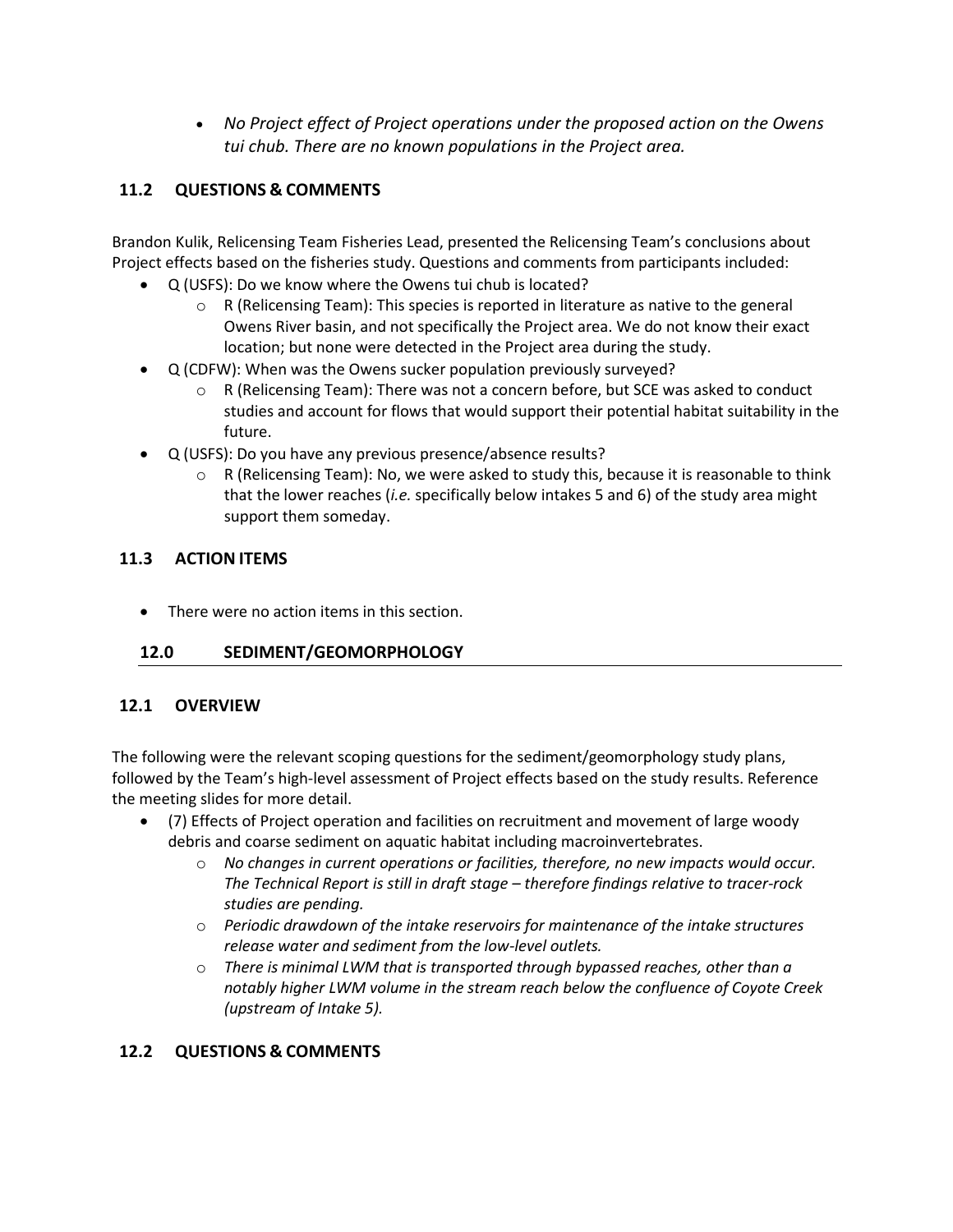- *No Project effect of Project operations under the proposed action on the Owens tui chub. There are no known populations in the Project area.*

## 11.2 QUESTIONS & COMMENTS

Brandon Kulik, Relicensing Team Fisheries Lead, presented the Relicensing Team's conclusions about Project effects based on the fisheries study. Questions and comments from participants included:

- Q (USFS): Do we know where the Owens tui chub is located?
  - R (Relicensing Team): This species is reported in literature as native to the general Owens River basin, and not specifically the Project area. We do not know their exact location; but none were detected in the Project area during the study.
- Q (CDFW): When was the Owens sucker population previously surveyed?
  - R (Relicensing Team): There was not a concern before, but SCE was asked to conduct studies and account for flows that would support their potential habitat suitability in the future.
- Q (USFS): Do you have any previous presence/absence results?
  - R (Relicensing Team): No, we were asked to study this, because it is reasonable to think that the lower reaches (*i.e.* specifically below intakes 5 and 6) of the study area might support them someday.

## 11.3 ACTION ITEMS

- There were no action items in this section.

# 12.0 SEDIMENT/GEOMORPHOLOGY

## 12.1 OVERVIEW

The following were the relevant scoping questions for the sediment/geomorphology study plans, followed by the Team's high-level assessment of Project effects based on the study results. Reference the meeting slides for more detail.

- (7) Effects of Project operation and facilities on recruitment and movement of large woody debris and coarse sediment on aquatic habitat including macroinvertebrates.
  - *No changes in current operations or facilities, therefore, no new impacts would occur. The Technical Report is still in draft stage – therefore findings relative to tracer-rock studies are pending.*
  - *Periodic drawdown of the intake reservoirs for maintenance of the intake structures release water and sediment from the low-level outlets.*
  - *There is minimal LWM that is transported through bypassed reaches, other than a notably higher LWM volume in the stream reach below the confluence of Coyote Creek (upstream of Intake 5).*

## 12.2 QUESTIONS & COMMENTS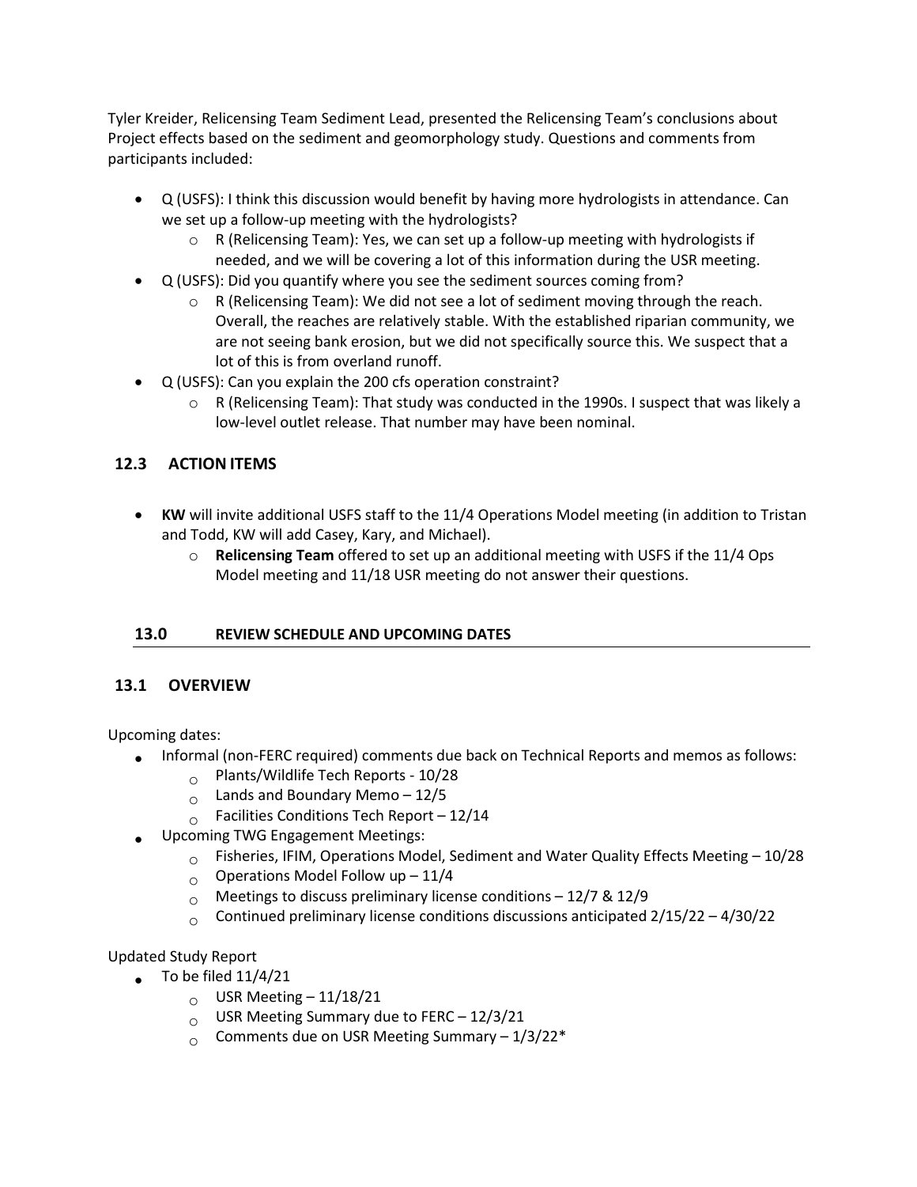Tyler Kreider, Relicensing Team Sediment Lead, presented the Relicensing Team's conclusions about Project effects based on the sediment and geomorphology study. Questions and comments from participants included:

- Q (USFS): I think this discussion would benefit by having more hydrologists in attendance. Can we set up a follow-up meeting with the hydrologists?
  - R (Relicensing Team): Yes, we can set up a follow-up meeting with hydrologists if needed, and we will be covering a lot of this information during the USR meeting.
- Q (USFS): Did you quantify where you see the sediment sources coming from?
  - R (Relicensing Team): We did not see a lot of sediment moving through the reach. Overall, the reaches are relatively stable. With the established riparian community, we are not seeing bank erosion, but we did not specifically source this. We suspect that a lot of this is from overland runoff.
- Q (USFS): Can you explain the 200 cfs operation constraint?
  - R (Relicensing Team): That study was conducted in the 1990s. I suspect that was likely a low-level outlet release. That number may have been nominal.

## 12.3 ACTION ITEMS

- **KW** will invite additional USFS staff to the 11/4 Operations Model meeting (in addition to Tristan and Todd, KW will add Casey, Kary, and Michael).
  - **Relicensing Team** offered to set up an additional meeting with USFS if the 11/4 Ops Model meeting and 11/18 USR meeting do not answer their questions.

## 13.0 REVIEW SCHEDULE AND UPCOMING DATES

## 13.1 OVERVIEW

Upcoming dates:

- Informal (non-FERC required) comments due back on Technical Reports and memos as follows:
  - Plants/Wildlife Tech Reports - 10/28
  - Lands and Boundary Memo – 12/5
  - Facilities Conditions Tech Report – 12/14
- Upcoming TWG Engagement Meetings:
  - Fisheries, IFIM, Operations Model, Sediment and Water Quality Effects Meeting – 10/28
  - Operations Model Follow up – 11/4
  - Meetings to discuss preliminary license conditions – 12/7 & 12/9
  - Continued preliminary license conditions discussions anticipated 2/15/22 – 4/30/22

Updated Study Report

- To be filed 11/4/21
  - USR Meeting – 11/18/21
  - USR Meeting Summary due to FERC – 12/3/21
  - Comments due on USR Meeting Summary – 1/3/22*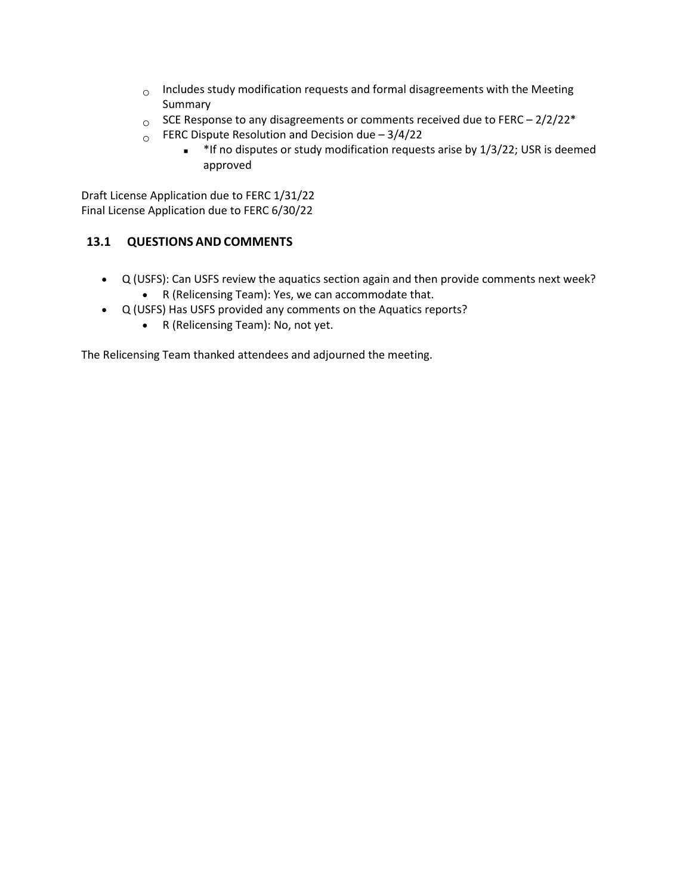- Includes study modification requests and formal disagreements with the Meeting Summary
  - SCE Response to any disagreements or comments received due to FERC – 2/2/22*
  - FERC Dispute Resolution and Decision due – 3/4/22
    - *If no disputes or study modification requests arise by 1/3/22; USR is deemed approved

Draft License Application due to FERC 1/31/22
Final License Application due to FERC 6/30/22

## 13.1 QUESTIONS AND COMMENTS

- Q (USFS): Can USFS review the aquatics section again and then provide comments next week?
  - R (Relicensing Team): Yes, we can accommodate that.
- Q (USFS) Has USFS provided any comments on the Aquatics reports?
  - R (Relicensing Team): No, not yet.

The Relicensing Team thanked attendees and adjourned the meeting.